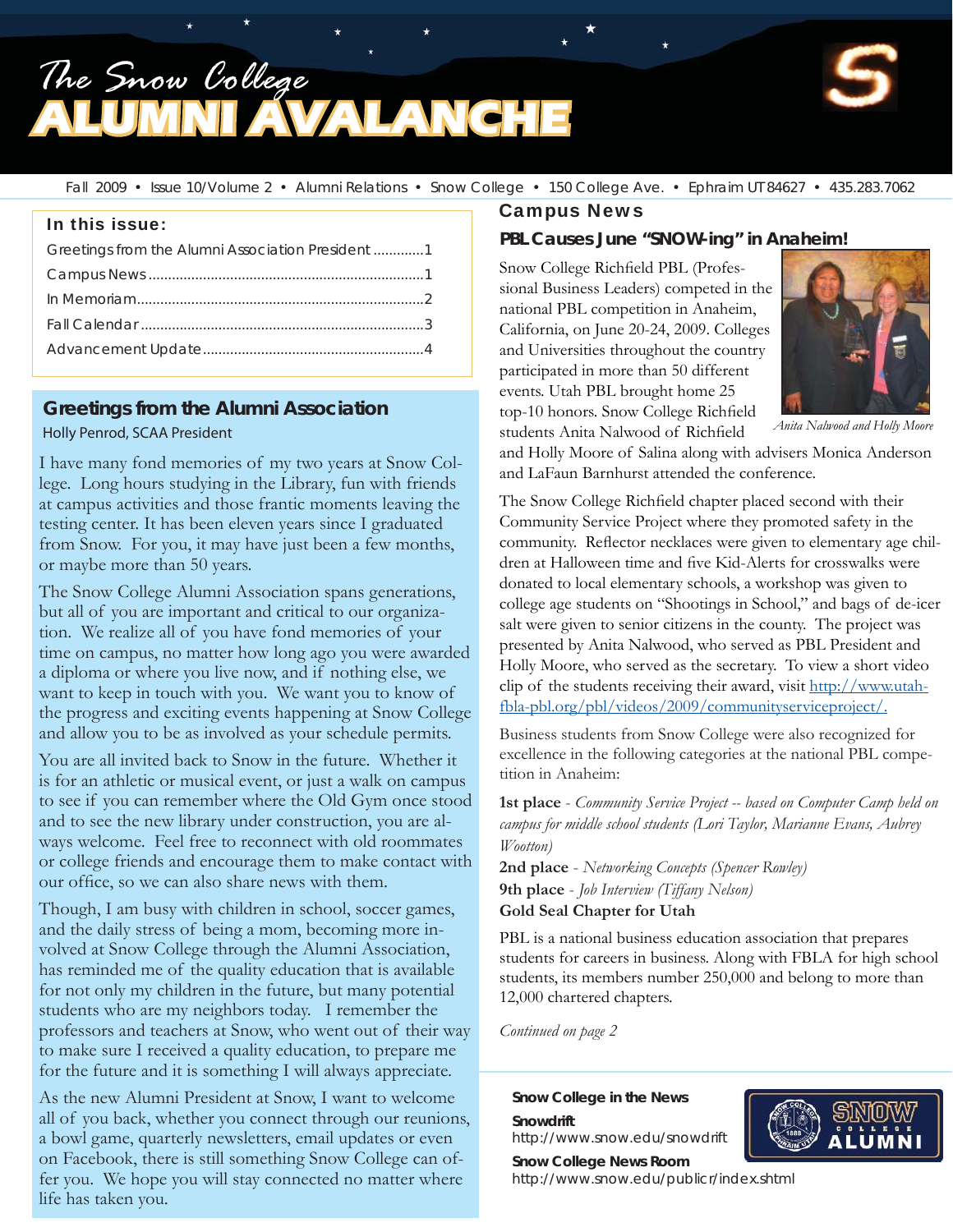# The Snow College ALUMNI AVALANCHE

Fall 2009 • Issue 10/Volume 2 • Alumni Relations • Snow College • 150 College Ave. • Ephraim UT 84627 • 435.283.7062

**In this issue:**

- Greetings from the Alumni Association President ............1
- Campus News ............1
- In Memoriam ............2
- Fall Calendar ............3
- Advancement Update ............4

## Greetings from the Alumni Association

Holly Penrod, SCAA President

I have many fond memories of my two years at Snow College. Long hours studying in the Library, fun with friends at campus activities and those frantic moments leaving the testing center. It has been eleven years since I graduated from Snow. For you, it may have just been a few months, or maybe more than 50 years.

The Snow College Alumni Association spans generations, but all of you are important and critical to our organization. We realize all of you have fond memories of your time on campus, no matter how long ago you were awarded a diploma or where you live now, and if nothing else, we want to keep in touch with you. We want you to know of the progress and exciting events happening at Snow College and allow you to be as involved as your schedule permits.

You are all invited back to Snow in the future. Whether it is for an athletic or musical event, or just a walk on campus to see if you can remember where the Old Gym once stood and to see the new library under construction, you are always welcome. Feel free to reconnect with old roommates or college friends and encourage them to make contact with our office, so we can also share news with them.

Though, I am busy with children in school, soccer games, and the daily stress of being a mom, becoming more involved at Snow College through the Alumni Association, has reminded me of the quality education that is available for not only my children in the future, but many potential students who are my neighbors today. I remember the professors and teachers at Snow, who went out of their way to make sure I received a quality education, to prepare me for the future and it is something I will always appreciate.

As the new Alumni President at Snow, I want to welcome all of you back, whether you connect through our reunions, a bowl game, quarterly newsletters, email updates or even on Facebook, there is still something Snow College can offer you. We hope you will stay connected no matter where life has taken you.

## Campus News

### PBL Causes June "SNOW-ing" in Anaheim!

Snow College Richfield PBL (Professional Business Leaders) competed in the national PBL competition in Anaheim, California, on June 20-24, 2009. Colleges and Universities throughout the country participated in more than 50 different events. Utah PBL brought home 25 top-10 honors. Snow College Richfield students Anita Nalwood of Richfield and Holly Moore of Salina along with advisers Monica Anderson and LaFaun Barnhurst attended the conference.

*Anita Nalwood and Holly Moore*

The Snow College Richfield chapter placed second with their Community Service Project where they promoted safety in the community. Reflector necklaces were given to elementary age children at Halloween time and five Kid-Alerts for crosswalks were donated to local elementary schools, a workshop was given to college age students on "Shootings in School," and bags of de-icer salt were given to senior citizens in the county. The project was presented by Anita Nalwood, who served as PBL President and Holly Moore, who served as the secretary. To view a short video clip of the students receiving their award, visit http://www.utah-fbla-pbl.org/pbl/videos/2009/communityserviceproject/.

Business students from Snow College were also recognized for excellence in the following categories at the national PBL competition in Anaheim:

**1st place** - *Community Service Project -- based on Computer Camp held on campus for middle school students (Lori Taylor, Marianne Evans, Aubrey Wootton)*
**2nd place** - *Networking Concepts (Spencer Rowley)*
**9th place** - *Job Interview (Tiffany Nelson)*
**Gold Seal Chapter for Utah**

PBL is a national business education association that prepares students for careers in business. Along with FBLA for high school students, its members number 250,000 and belong to more than 12,000 chartered chapters.

*Continued on page 2*

**Snow College in the News**

**Snowdrift**
http://www.snow.edu/snowdrift

**Snow College News Room**
http://www.snow.edu/publicr/index.shtml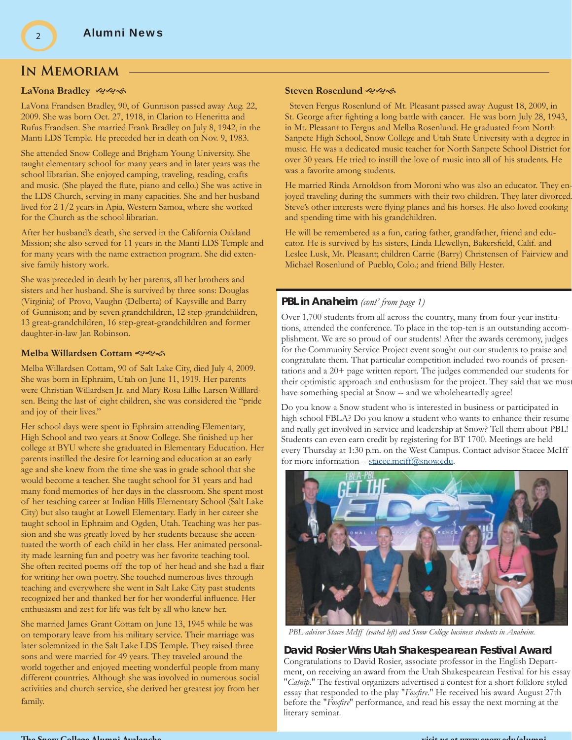# In Memoriam

### LaVona Bradley

LaVona Frandsen Bradley, 90, of Gunnison passed away Aug. 22, 2009. She was born Oct. 27, 1918, in Clarion to Heneritta and Rufus Frandsen. She married Frank Bradley on July 8, 1942, in the Manti LDS Temple. He preceded her in death on Nov. 9, 1983.

She attended Snow College and Brigham Young University. She taught elementary school for many years and in later years was the school librarian. She enjoyed camping, traveling, reading, crafts and music. (She played the flute, piano and cello.) She was active in the LDS Church, serving in many capacities. She and her husband lived for 2 1/2 years in Apia, Western Samoa, where she worked for the Church as the school librarian.

After her husband's death, she served in the California Oakland Mission; she also served for 11 years in the Manti LDS Temple and for many years with the name extraction program. She did extensive family history work.

She was preceded in death by her parents, all her brothers and sisters and her husband. She is survived by three sons: Douglas (Virginia) of Provo, Vaughn (Delberta) of Kaysville and Barry of Gunnison; and by seven grandchildren, 12 step-grandchildren, 13 great-grandchildren, 16 step-great-grandchildren and former daughter-in-law Jan Robinson.

### Melba Willardsen Cottam

Melba Willardsen Cottam, 90 of Salt Lake City, died July 4, 2009. She was born in Ephraim, Utah on June 11, 1919. Her parents were Christian Willardsen Jr. and Mary Rosa Lillie Larsen Willardsen. Being the last of eight children, she was considered the "pride and joy of their lives."

Her school days were spent in Ephraim attending Elementary, High School and two years at Snow College. She finished up her college at BYU where she graduated in Elementary Education. Her parents instilled the desire for learning and education at an early age and she knew from the time she was in grade school that she would become a teacher. She taught school for 31 years and had many fond memories of her days in the classroom. She spent most of her teaching career at Indian Hills Elementary School (Salt Lake City) but also taught at Lowell Elementary. Early in her career she taught school in Ephraim and Ogden, Utah. Teaching was her passion and she was greatly loved by her students because she accentuated the worth of each child in her class. Her animated personality made learning fun and poetry was her favorite teaching tool. She often recited poems off the top of her head and she had a flair for writing her own poetry. She touched numerous lives through teaching and everywhere she went in Salt Lake City past students recognized her and thanked her for her wonderful influence. Her enthusiasm and zest for life was felt by all who knew her.

She married James Grant Cottam on June 13, 1945 while he was on temporary leave from his military service. Their marriage was later solemnized in the Salt Lake LDS Temple. They raised three sons and were married for 49 years. They traveled around the world together and enjoyed meeting wonderful people from many different countries. Although she was involved in numerous social activities and church service, she derived her greatest joy from her family.

### Steven Rosenlund

Steven Fergus Rosenlund of Mt. Pleasant passed away August 18, 2009, in St. George after fighting a long battle with cancer. He was born July 28, 1943, in Mt. Pleasant to Fergus and Melba Rosenlund. He graduated from North Sanpete High School, Snow College and Utah State University with a degree in music. He was a dedicated music teacher for North Sanpete School District for over 30 years. He tried to instill the love of music into all of his students. He was a favorite among students.

He married Rinda Arnoldson from Moroni who was also an educator. They enjoyed traveling during the summers with their two children. They later divorced. Steve's other interests were flying planes and his horses. He also loved cooking and spending time with his grandchildren.

He will be remembered as a fun, caring father, grandfather, friend and educator. He is survived by his sisters, Linda Llewellyn, Bakersfield, Calif. and Leslee Lusk, Mt. Pleasant; children Carrie (Barry) Christensen of Fairview and Michael Rosenlund of Pueblo, Colo.; and friend Billy Hester.

## PBL in Anaheim *(cont' from page 1)*

Over 1,700 students from all across the country, many from four-year institutions, attended the conference. To place in the top-ten is an outstanding accomplishment. We are so proud of our students! After the awards ceremony, judges for the Community Service Project event sought out our students to praise and congratulate them. That particular competition included two rounds of presentations and a 20+ page written report. The judges commended our students for their optimistic approach and enthusiasm for the project. They said that we must have something special at Snow -- and we wholeheartedly agree!

Do you know a Snow student who is interested in business or participated in high school FBLA? Do you know a student who wants to enhance their resume and really get involved in service and leadership at Snow? Tell them about PBL! Students can even earn credit by registering for BT 1700. Meetings are held every Thursday at 1:30 p.m. on the West Campus. Contact advisor Stacee McIff for more information – stacee.mciff@snow.edu.

*PBL advisor Stacee McIff (seated left) and Snow College business students in Anaheim.*

## David Rosier Wins Utah Shakespearean Festival Award

Congratulations to David Rosier, associate professor in the English Department, on receiving an award from the Utah Shakespearean Festival for his essay "*Catnip*." The festival organizers advertised a contest for a short folklore styled essay that responded to the play "*Foxfire*." He received his award August 27th before the "*Foxfire*" performance, and read his essay the next morning at the literary seminar.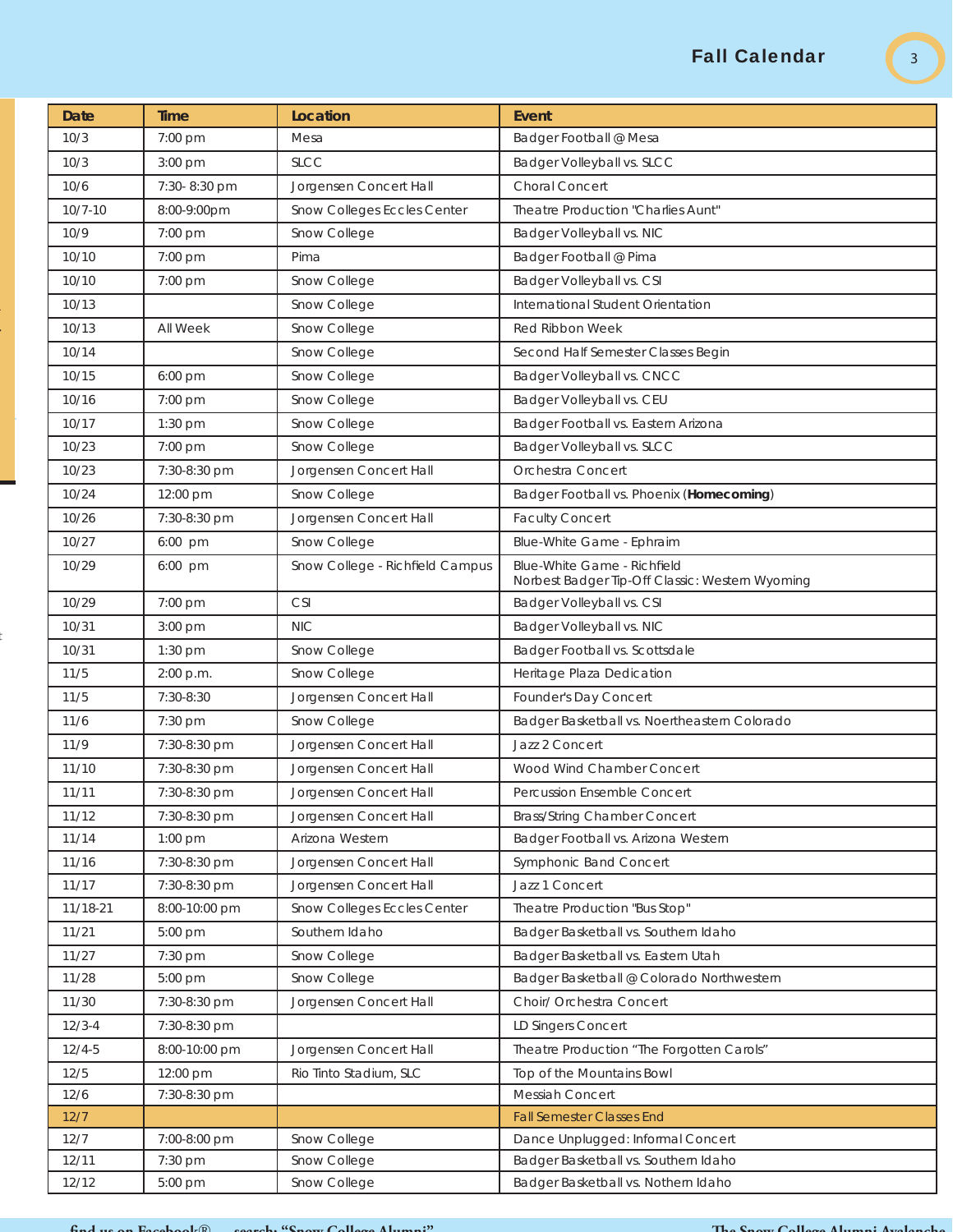## Fall Calendar

| Date | Time | Location | Event |
|---|---|---|---|
| 10/3 | 7:00 pm | Mesa | Badger Football @ Mesa |
| 10/3 | 3:00 pm | SLCC | Badger Volleyball vs. SLCC |
| 10/6 | 7:30- 8:30 pm | Jorgensen Concert Hall | Choral Concert |
| 10/7-10 | 8:00-9:00pm | Snow Colleges Eccles Center | Theatre Production "Charlies Aunt" |
| 10/9 | 7:00 pm | Snow College | Badger Volleyball vs. NIC |
| 10/10 | 7:00 pm | Pima | Badger Football @ Pima |
| 10/10 | 7:00 pm | Snow College | Badger Volleyball vs. CSI |
| 10/13 | | Snow College | International Student Orientation |
| 10/13 | All Week | Snow College | Red Ribbon Week |
| 10/14 | | Snow College | Second Half Semester Classes Begin |
| 10/15 | 6:00 pm | Snow College | Badger Volleyball vs. CNCC |
| 10/16 | 7:00 pm | Snow College | Badger Volleyball vs. CEU |
| 10/17 | 1:30 pm | Snow College | Badger Football vs. Eastern Arizona |
| 10/23 | 7:00 pm | Snow College | Badger Volleyball vs. SLCC |
| 10/23 | 7:30-8:30 pm | Jorgensen Concert Hall | Orchestra Concert |
| 10/24 | 12:00 pm | Snow College | Badger Football vs. Phoenix (**Homecoming**) |
| 10/26 | 7:30-8:30 pm | Jorgensen Concert Hall | Faculty Concert |
| 10/27 | 6:00 pm | Snow College | Blue-White Game - Ephraim |
| 10/29 | 6:00 pm | Snow College - Richfield Campus | Blue-White Game - Richfield<br>Norbest Badger Tip-Off Classic: Western Wyoming |
| 10/29 | 7:00 pm | CSI | Badger Volleyball vs. CSI |
| 10/31 | 3:00 pm | NIC | Badger Volleyball vs. NIC |
| 10/31 | 1:30 pm | Snow College | Badger Football vs. Scottsdale |
| 11/5 | 2:00 p.m. | Snow College | Heritage Plaza Dedication |
| 11/5 | 7:30-8:30 | Jorgensen Concert Hall | Founder's Day Concert |
| 11/6 | 7:30 pm | Snow College | Badger Basketball vs. Noertheastern Colorado |
| 11/9 | 7:30-8:30 pm | Jorgensen Concert Hall | Jazz 2 Concert |
| 11/10 | 7:30-8:30 pm | Jorgensen Concert Hall | Wood Wind Chamber Concert |
| 11/11 | 7:30-8:30 pm | Jorgensen Concert Hall | Percussion Ensemble Concert |
| 11/12 | 7:30-8:30 pm | Jorgensen Concert Hall | Brass/String Chamber Concert |
| 11/14 | 1:00 pm | Arizona Western | Badger Football vs. Arizona Western |
| 11/16 | 7:30-8:30 pm | Jorgensen Concert Hall | Symphonic Band Concert |
| 11/17 | 7:30-8:30 pm | Jorgensen Concert Hall | Jazz 1 Concert |
| 11/18-21 | 8:00-10:00 pm | Snow Colleges Eccles Center | Theatre Production "Bus Stop" |
| 11/21 | 5:00 pm | Southern Idaho | Badger Basketball vs. Southern Idaho |
| 11/27 | 7:30 pm | Snow College | Badger Basketball vs. Eastern Utah |
| 11/28 | 5:00 pm | Snow College | Badger Basketball @ Colorado Northwestern |
| 11/30 | 7:30-8:30 pm | Jorgensen Concert Hall | Choir/ Orchestra Concert |
| 12/3-4 | 7:30-8:30 pm | | LD Singers Concert |
| 12/4-5 | 8:00-10:00 pm | Jorgensen Concert Hall | Theatre Production "The Forgotten Carols" |
| 12/5 | 12:00 pm | Rio Tinto Stadium, SLC | Top of the Mountains Bowl |
| 12/6 | 7:30-8:30 pm | | Messiah Concert |
| 12/7 | | | Fall Semester Classes End |
| 12/7 | 7:00-8:00 pm | Snow College | Dance Unplugged: Informal Concert |
| 12/11 | 7:30 pm | Snow College | Badger Basketball vs. Southern Idaho |
| 12/12 | 5:00 pm | Snow College | Badger Basketball vs. Nothern Idaho |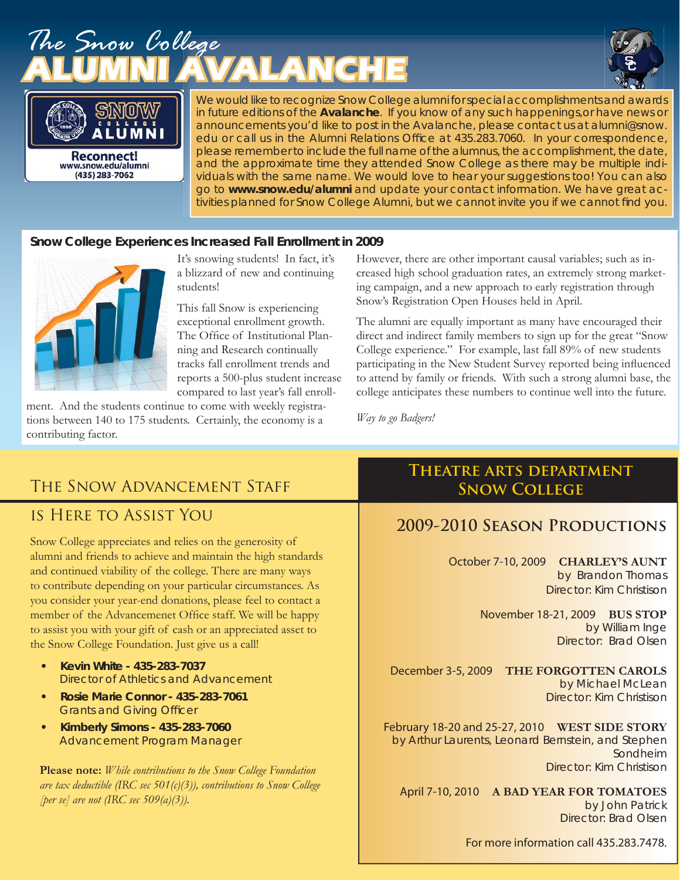# The Snow College
# ALUMNI AVALANCHE

Reconnect!
www.snow.edu/alumni
(435) 283-7062

We would like to recognize Snow College alumni for special accomplishments and awards in future editions of the **Avalanche**. If you know of any such happenings, or have news or announcements you'd like to post in the Avalanche, please contact us at alumni@snow.edu or call us in the Alumni Relations Office at 435.283.7060. In your correspondence, please remember to include the full name of the alumnus, the accomplishment, the date, and the approximate time they attended Snow College as there may be multiple individuals with the same name. We would love to hear your suggestions too! You can also go to **www.snow.edu/alumni** and update your contact information. We have great activities planned for Snow College Alumni, but we cannot invite you if we cannot find you.

## Snow College Experiences Increased Fall Enrollment in 2009

It's snowing students! In fact, it's a blizzard of new and continuing students!

This fall Snow is experiencing exceptional enrollment growth. The Office of Institutional Planning and Research continually tracks fall enrollment trends and reports a 500-plus student increase compared to last year's fall enrollment. And the students continue to come with weekly registrations between 140 to 175 students. Certainly, the economy is a contributing factor.

However, there are other important causal variables; such as increased high school graduation rates, an extremely strong marketing campaign, and a new approach to early registration through Snow's Registration Open Houses held in April.

The alumni are equally important as many have encouraged their direct and indirect family members to sign up for the great "Snow College experience." For example, last fall 89% of new students participating in the New Student Survey reported being influenced to attend by family or friends. With such a strong alumni base, the college anticipates these numbers to continue well into the future.

*Way to go Badgers!*

## The Snow Advancement Staff is Here to Assist You

Snow College appreciates and relies on the generosity of alumni and friends to achieve and maintain the high standards and continued viability of the college. There are many ways to contribute depending on your particular circumstances. As you consider your year-end donations, please feel to contact a member of the Advancemenet Office staff. We will be happy to assist you with your gift of cash or an appreciated asset to the Snow College Foundation. Just give us a call!

- **Kevin White - 435-283-7037**
  Director of Athletics and Advancement
- **Rosie Marie Connor - 435-283-7061**
  Grants and Giving Officer
- **Kimberly Simons - 435-283-7060**
  Advancement Program Manager

**Please note:** *While contributions to the Snow College Foundation are tax deductible (IRC sec 501(c)(3)), contributions to Snow College [per se] are not (IRC sec 509(a)(3)).*

## Theatre Arts Department Snow College

### 2009-2010 Season Productions

October 7-10, 2009 **CHARLEY'S AUNT**
by Brandon Thomas
Director: Kim Christison

November 18-21, 2009 **BUS STOP**
by William Inge
Director: Brad Olsen

December 3-5, 2009 **THE FORGOTTEN CAROLS**
by Michael McLean
Director: Kim Christison

February 18-20 and 25-27, 2010 **WEST SIDE STORY**
by Arthur Laurents, Leonard Bernstein, and Stephen Sondheim
Director: Kim Christison

April 7-10, 2010 **A BAD YEAR FOR TOMATOES**
by John Patrick
Director: Brad Olsen

For more information call 435.283.7478.